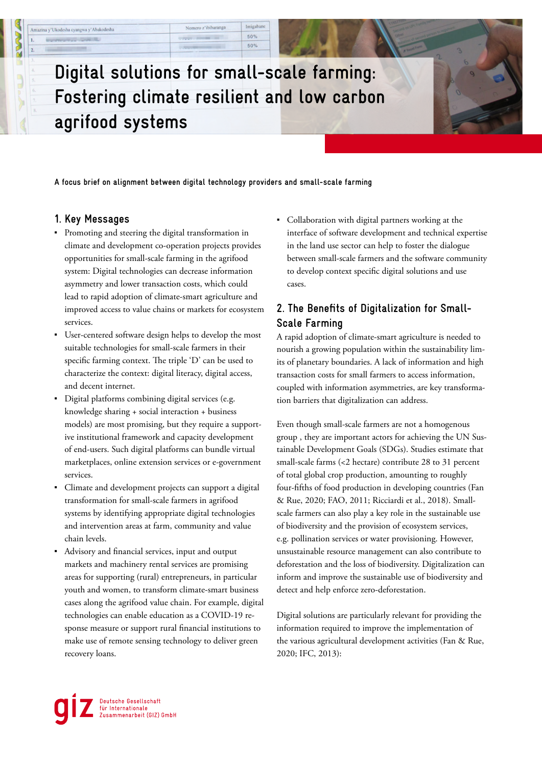# Digital solutions for small-scale farming: Fostering climate resilient and low carbon agrifood systems

**A focus brief on alignment between digital technology providers and small-scale farming**

## 1. Key Messages

- Promoting and steering the digital transformation in climate and development co-operation projects provides opportunities for small-scale farming in the agrifood system: Digital technologies can decrease information asymmetry and lower transaction costs, which could lead to rapid adoption of climate-smart agriculture and improved access to value chains or markets for ecosystem services.
- User-centered software design helps to develop the most suitable technologies for small-scale farmers in their specific farming context. The triple 'D' can be used to characterize the context: digital literacy, digital access, and decent internet.
- Digital platforms combining digital services (e.g. knowledge sharing + social interaction + business models) are most promising, but they require a supportive institutional framework and capacity development of end-users. Such digital platforms can bundle virtual marketplaces, online extension services or e-government services.
- Climate and development projects can support a digital transformation for small-scale farmers in agrifood systems by identifying appropriate digital technologies and intervention areas at farm, community and value chain levels.
- Advisory and financial services, input and output markets and machinery rental services are promising areas for supporting (rural) entrepreneurs, in particular youth and women, to transform climate-smart business cases along the agrifood value chain. For example, digital technologies can enable education as a COVID-19 response measure or support rural financial institutions to make use of remote sensing technology to deliver green recovery loans.
- Collaboration with digital partners working at the interface of software development and technical expertise in the land use sector can help to foster the dialogue between small-scale farmers and the software community to develop context specific digital solutions and use cases.

## 2. The Benefits of Digitalization for Small-Scale Farming

A rapid adoption of climate-smart agriculture is needed to nourish a growing population within the sustainability limits of planetary boundaries. A lack of information and high transaction costs for small farmers to access information, coupled with information asymmetries, are key transformation barriers that digitalization can address.

Even though small-scale farmers are not a homogenous group , they are important actors for achieving the UN Sustainable Development Goals (SDGs). Studies estimate that small-scale farms (<2 hectare) contribute 28 to 31 percent of total global crop production, amounting to roughly four-fifths of food production in developing countries (Fan & Rue, 2020; FAO, 2011; Ricciardi et al., 2018). Small-scale farmers can also play a key role in the sustainable use of biodiversity and the provision of ecosystem services, e.g. pollination services or water provisioning. However, unsustainable resource management can also contribute to deforestation and the loss of biodiversity. Digitalization can inform and improve the sustainable use of biodiversity and detect and help enforce zero-deforestation.

Digital solutions are particularly relevant for providing the information required to improve the implementation of the various agricultural development activities (Fan & Rue, 2020; IFC, 2013):

giz Deutsche Gesellschaft für Internationale Zusammenarbeit (GIZ) GmbH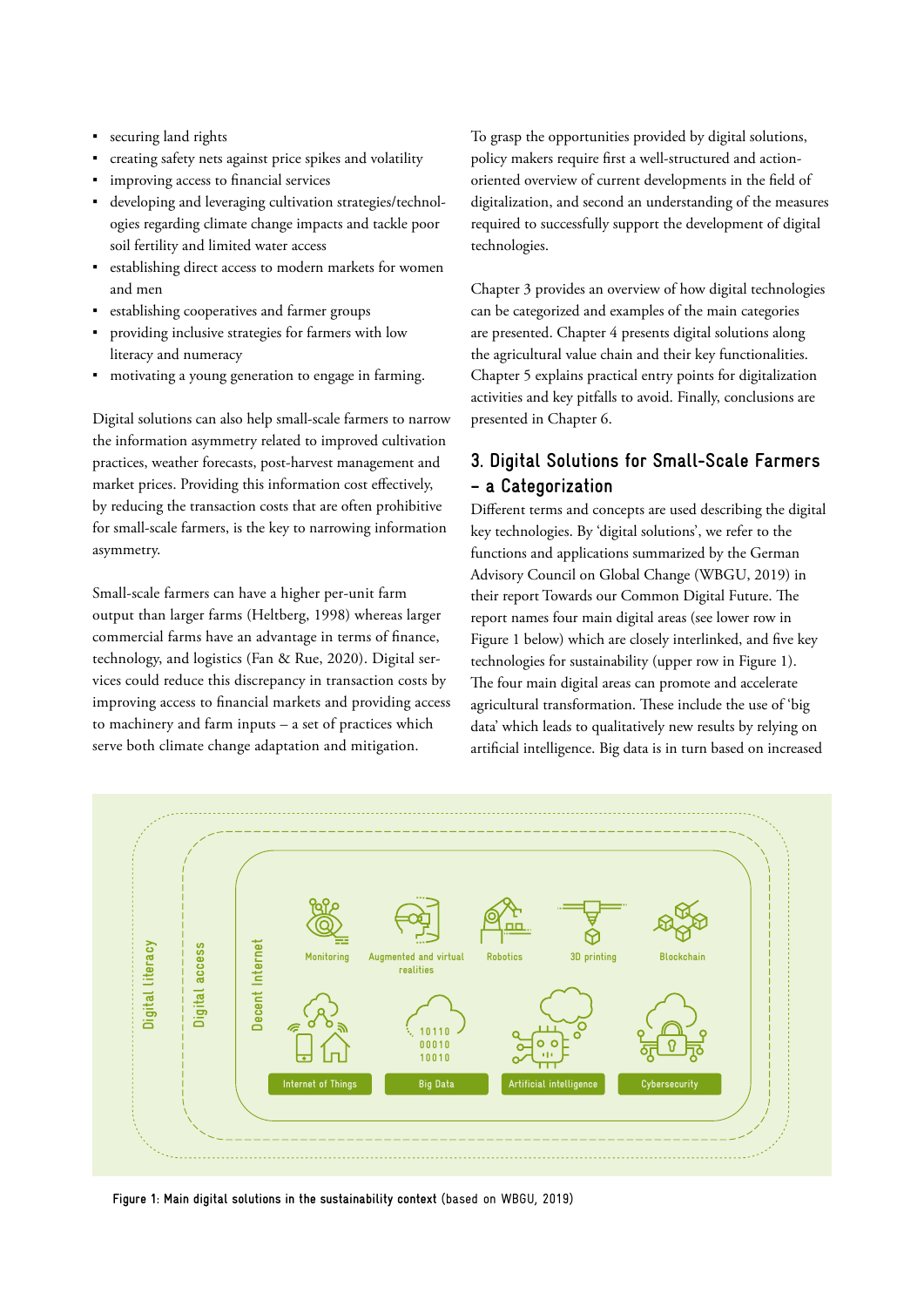- securing land rights
- creating safety nets against price spikes and volatility
- improving access to financial services
- developing and leveraging cultivation strategies/technologies regarding climate change impacts and tackle poor soil fertility and limited water access
- establishing direct access to modern markets for women and men
- establishing cooperatives and farmer groups
- providing inclusive strategies for farmers with low literacy and numeracy
- motivating a young generation to engage in farming.

Digital solutions can also help small-scale farmers to narrow the information asymmetry related to improved cultivation practices, weather forecasts, post-harvest management and market prices. Providing this information cost effectively, by reducing the transaction costs that are often prohibitive for small-scale farmers, is the key to narrowing information asymmetry.

Small-scale farmers can have a higher per-unit farm output than larger farms (Heltberg, 1998) whereas larger commercial farms have an advantage in terms of finance, technology, and logistics (Fan & Rue, 2020). Digital services could reduce this discrepancy in transaction costs by improving access to financial markets and providing access to machinery and farm inputs – a set of practices which serve both climate change adaptation and mitigation.

To grasp the opportunities provided by digital solutions, policy makers require first a well-structured and action-oriented overview of current developments in the field of digitalization, and second an understanding of the measures required to successfully support the development of digital technologies.

Chapter 3 provides an overview of how digital technologies can be categorized and examples of the main categories are presented. Chapter 4 presents digital solutions along the agricultural value chain and their key functionalities. Chapter 5 explains practical entry points for digitalization activities and key pitfalls to avoid. Finally, conclusions are presented in Chapter 6.

## 3. Digital Solutions for Small-Scale Farmers – a Categorization

Different terms and concepts are used describing the digital key technologies. By 'digital solutions', we refer to the functions and applications summarized by the German Advisory Council on Global Change (WBGU, 2019) in their report Towards our Common Digital Future. The report names four main digital areas (see lower row in Figure 1 below) which are closely interlinked, and five key technologies for sustainability (upper row in Figure 1). The four main digital areas can promote and accelerate agricultural transformation. These include the use of 'big data' which leads to qualitatively new results by relying on artificial intelligence. Big data is in turn based on increased

Digital literacy | Digital access | Decent Internet

Monitoring | Augmented and virtual realities | Robotics | 3D printing | Blockchain

Internet of Things | Big Data | Artificial intelligence | Cybersecurity

**Figure 1: Main digital solutions in the sustainability context** (based on WBGU, 2019)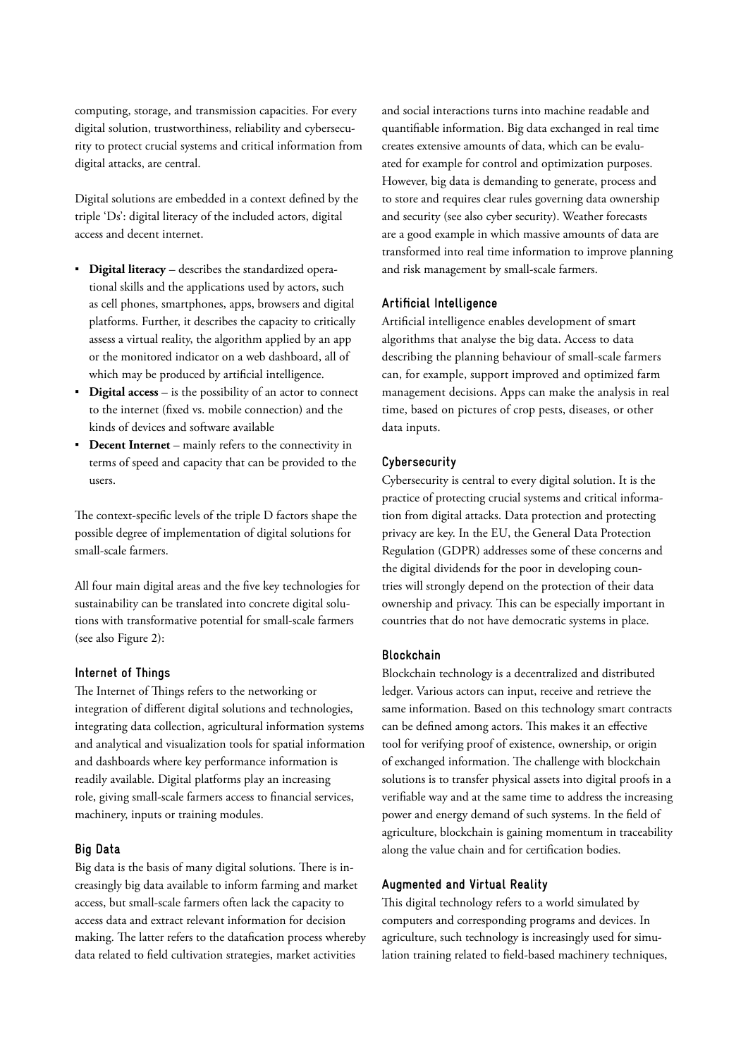computing, storage, and transmission capacities. For every digital solution, trustworthiness, reliability and cybersecurity to protect crucial systems and critical information from digital attacks, are central.

Digital solutions are embedded in a context defined by the triple 'Ds': digital literacy of the included actors, digital access and decent internet.

- **Digital literacy** – describes the standardized operational skills and the applications used by actors, such as cell phones, smartphones, apps, browsers and digital platforms. Further, it describes the capacity to critically assess a virtual reality, the algorithm applied by an app or the monitored indicator on a web dashboard, all of which may be produced by artificial intelligence.
- **Digital access** – is the possibility of an actor to connect to the internet (fixed vs. mobile connection) and the kinds of devices and software available
- **Decent Internet** – mainly refers to the connectivity in terms of speed and capacity that can be provided to the users.

The context-specific levels of the triple D factors shape the possible degree of implementation of digital solutions for small-scale farmers.

All four main digital areas and the five key technologies for sustainability can be translated into concrete digital solutions with transformative potential for small-scale farmers (see also Figure 2):

### Internet of Things

The Internet of Things refers to the networking or integration of different digital solutions and technologies, integrating data collection, agricultural information systems and analytical and visualization tools for spatial information and dashboards where key performance information is readily available. Digital platforms play an increasing role, giving small-scale farmers access to financial services, machinery, inputs or training modules.

### Big Data

Big data is the basis of many digital solutions. There is increasingly big data available to inform farming and market access, but small-scale farmers often lack the capacity to access data and extract relevant information for decision making. The latter refers to the datafication process whereby data related to field cultivation strategies, market activities and social interactions turns into machine readable and quantifiable information. Big data exchanged in real time creates extensive amounts of data, which can be evaluated for example for control and optimization purposes. However, big data is demanding to generate, process and to store and requires clear rules governing data ownership and security (see also cyber security). Weather forecasts are a good example in which massive amounts of data are transformed into real time information to improve planning and risk management by small-scale farmers.

### Artificial Intelligence

Artificial intelligence enables development of smart algorithms that analyse the big data. Access to data describing the planning behaviour of small-scale farmers can, for example, support improved and optimized farm management decisions. Apps can make the analysis in real time, based on pictures of crop pests, diseases, or other data inputs.

### Cybersecurity

Cybersecurity is central to every digital solution. It is the practice of protecting crucial systems and critical information from digital attacks. Data protection and protecting privacy are key. In the EU, the General Data Protection Regulation (GDPR) addresses some of these concerns and the digital dividends for the poor in developing countries will strongly depend on the protection of their data ownership and privacy. This can be especially important in countries that do not have democratic systems in place.

### Blockchain

Blockchain technology is a decentralized and distributed ledger. Various actors can input, receive and retrieve the same information. Based on this technology smart contracts can be defined among actors. This makes it an effective tool for verifying proof of existence, ownership, or origin of exchanged information. The challenge with blockchain solutions is to transfer physical assets into digital proofs in a verifiable way and at the same time to address the increasing power and energy demand of such systems. In the field of agriculture, blockchain is gaining momentum in traceability along the value chain and for certification bodies.

### Augmented and Virtual Reality

This digital technology refers to a world simulated by computers and corresponding programs and devices. In agriculture, such technology is increasingly used for simulation training related to field-based machinery techniques,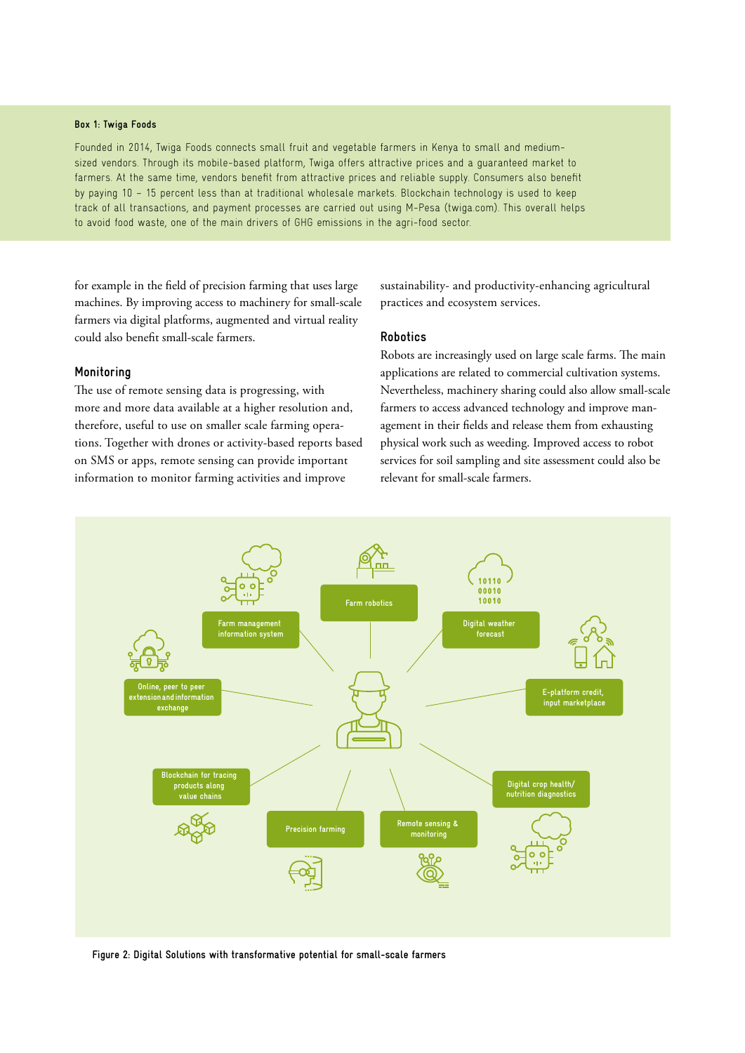**Box 1: Twiga Foods**

Founded in 2014, Twiga Foods connects small fruit and vegetable farmers in Kenya to small and medium-sized vendors. Through its mobile-based platform, Twiga offers attractive prices and a guaranteed market to farmers. At the same time, vendors benefit from attractive prices and reliable supply. Consumers also benefit by paying 10 – 15 percent less than at traditional wholesale markets. Blockchain technology is used to keep track of all transactions, and payment processes are carried out using M-Pesa (twiga.com). This overall helps to avoid food waste, one of the main drivers of GHG emissions in the agri-food sector.

for example in the field of precision farming that uses large machines. By improving access to machinery for small-scale farmers via digital platforms, augmented and virtual reality could also benefit small-scale farmers.

## Monitoring

The use of remote sensing data is progressing, with more and more data available at a higher resolution and, therefore, useful to use on smaller scale farming operations. Together with drones or activity-based reports based on SMS or apps, remote sensing can provide important information to monitor farming activities and improve sustainability- and productivity-enhancing agricultural practices and ecosystem services.

## Robotics

Robots are increasingly used on large scale farms. The main applications are related to commercial cultivation systems. Nevertheless, machinery sharing could also allow small-scale farmers to access advanced technology and improve management in their fields and release them from exhausting physical work such as weeding. Improved access to robot services for soil sampling and site assessment could also be relevant for small-scale farmers.

- Farm robotics
- Digital weather forecast
- E-platform credit, input marketplace
- Digital crop health/ nutrition diagnostics
- Remote sensing & monitoring
- Precision farming
- Blockchain for tracing products along value chains
- Online, peer to peer extension and information exchange
- Farm management information system

Figure 2: Digital Solutions with transformative potential for small-scale farmers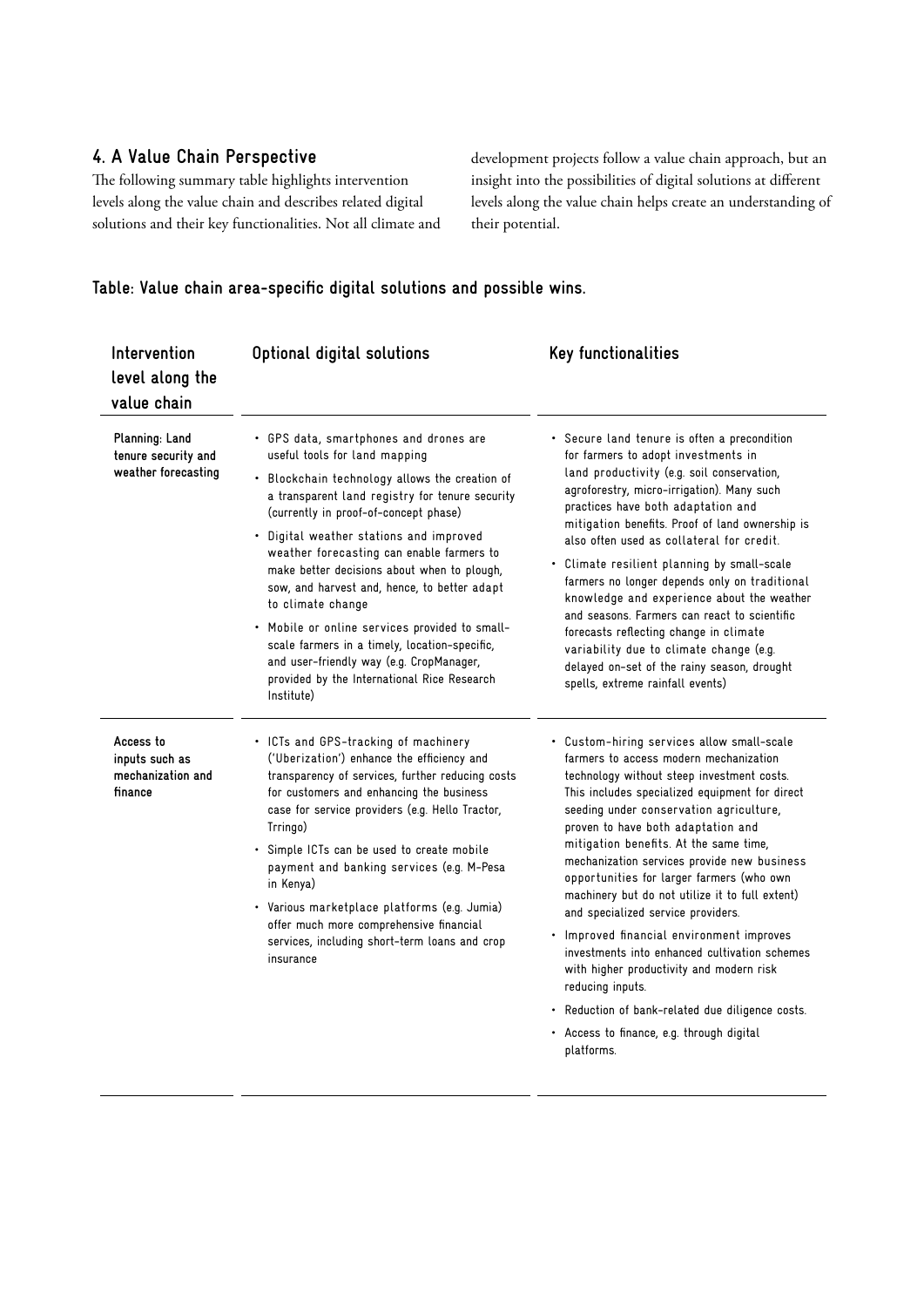## 4. A Value Chain Perspective

The following summary table highlights intervention levels along the value chain and describes related digital solutions and their key functionalities. Not all climate and development projects follow a value chain approach, but an insight into the possibilities of digital solutions at different levels along the value chain helps create an understanding of their potential.

### Table: Value chain area-specific digital solutions and possible wins.

| Intervention level along the value chain | Optional digital solutions | Key functionalities |
|---|---|---|
| **Planning: Land tenure security and weather forecasting** | • GPS data, smartphones and drones are useful tools for land mapping<br>• Blockchain technology allows the creation of a transparent land registry for tenure security (currently in proof-of-concept phase)<br>• Digital weather stations and improved weather forecasting can enable farmers to make better decisions about when to plough, sow, and harvest and, hence, to better adapt to climate change<br>• Mobile or online services provided to small-scale farmers in a timely, location-specific, and user-friendly way (e.g. CropManager, provided by the International Rice Research Institute) | • Secure land tenure is often a precondition for farmers to adopt investments in land productivity (e.g. soil conservation, agroforestry, micro-irrigation). Many such practices have both adaptation and mitigation benefits. Proof of land ownership is also often used as collateral for credit.<br>• Climate resilient planning by small-scale farmers no longer depends only on traditional knowledge and experience about the weather and seasons. Farmers can react to scientific forecasts reflecting change in climate variability due to climate change (e.g. delayed on-set of the rainy season, drought spells, extreme rainfall events) |
| **Access to inputs such as mechanization and finance** | • ICTs and GPS-tracking of machinery ('Uberization') enhance the efficiency and transparency of services, further reducing costs for customers and enhancing the business case for service providers (e.g. Hello Tractor, Trringo)<br>• Simple ICTs can be used to create mobile payment and banking services (e.g. M-Pesa in Kenya)<br>• Various marketplace platforms (e.g. Jumia) offer much more comprehensive financial services, including short-term loans and crop insurance | • Custom-hiring services allow small-scale farmers to access modern mechanization technology without steep investment costs. This includes specialized equipment for direct seeding under conservation agriculture, proven to have both adaptation and mitigation benefits. At the same time, mechanization services provide new business opportunities for larger farmers (who own machinery but do not utilize it to full extent) and specialized service providers.<br>• Improved financial environment improves investments into enhanced cultivation schemes with higher productivity and modern risk reducing inputs.<br>• Reduction of bank-related due diligence costs.<br>• Access to finance, e.g. through digital platforms. |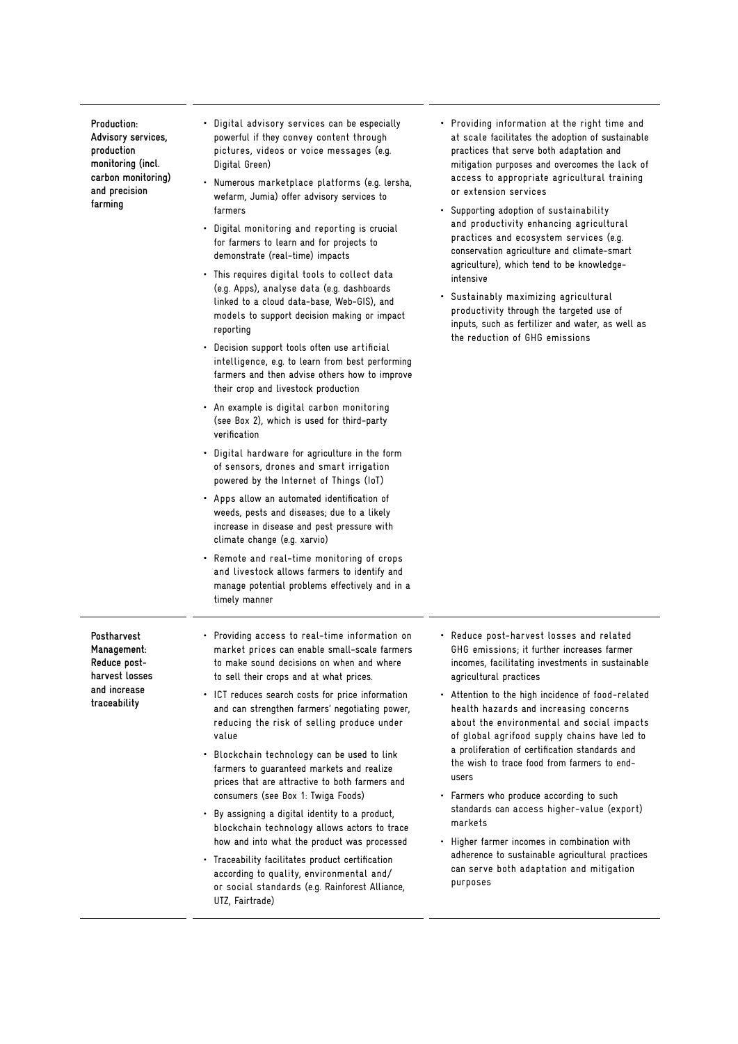| | | |
|---|---|---|
| **Production: Advisory services, production monitoring (incl. carbon monitoring) and precision farming** | • Digital advisory services can be especially powerful if they convey content through pictures, videos or voice messages (e.g. Digital Green)<br>• Numerous marketplace platforms (e.g. lersha, wefarm, Jumia) offer advisory services to farmers<br>• Digital monitoring and reporting is crucial for farmers to learn and for projects to demonstrate (real-time) impacts<br>• This requires digital tools to collect data (e.g. Apps), analyse data (e.g. dashboards linked to a cloud data-base, Web-GIS), and models to support decision making or impact reporting<br>• Decision support tools often use artificial intelligence, e.g. to learn from best performing farmers and then advise others how to improve their crop and livestock production<br>• An example is digital carbon monitoring (see Box 2), which is used for third-party verification<br>• Digital hardware for agriculture in the form of sensors, drones and smart irrigation powered by the Internet of Things (IoT)<br>• Apps allow an automated identification of weeds, pests and diseases; due to a likely increase in disease and pest pressure with climate change (e.g. xarvio)<br>• Remote and real-time monitoring of crops and livestock allows farmers to identify and manage potential problems effectively and in a timely manner | • Providing information at the right time and at scale facilitates the adoption of sustainable practices that serve both adaptation and mitigation purposes and overcomes the lack of access to appropriate agricultural training or extension services<br>• Supporting adoption of sustainability and productivity enhancing agricultural practices and ecosystem services (e.g. conservation agriculture and climate-smart agriculture), which tend to be knowledge-intensive<br>• Sustainably maximizing agricultural productivity through the targeted use of inputs, such as fertilizer and water, as well as the reduction of GHG emissions |
| **Postharvest Management: Reduce post-harvest losses and increase traceability** | • Providing access to real-time information on market prices can enable small-scale farmers to make sound decisions on when and where to sell their crops and at what prices.<br>• ICT reduces search costs for price information and can strengthen farmers' negotiating power, reducing the risk of selling produce under value<br>• Blockchain technology can be used to link farmers to guaranteed markets and realize prices that are attractive to both farmers and consumers (see Box 1: Twiga Foods)<br>• By assigning a digital identity to a product, blockchain technology allows actors to trace how and into what the product was processed<br>• Traceability facilitates product certification according to quality, environmental and/ or social standards (e.g. Rainforest Alliance, UTZ, Fairtrade) | • Reduce post-harvest losses and related GHG emissions; it further increases farmer incomes, facilitating investments in sustainable agricultural practices<br>• Attention to the high incidence of food-related health hazards and increasing concerns about the environmental and social impacts of global agrifood supply chains have led to a proliferation of certification standards and the wish to trace food from farmers to end-users<br>• Farmers who produce according to such standards can access higher-value (export) markets<br>• Higher farmer incomes in combination with adherence to sustainable agricultural practices can serve both adaptation and mitigation purposes |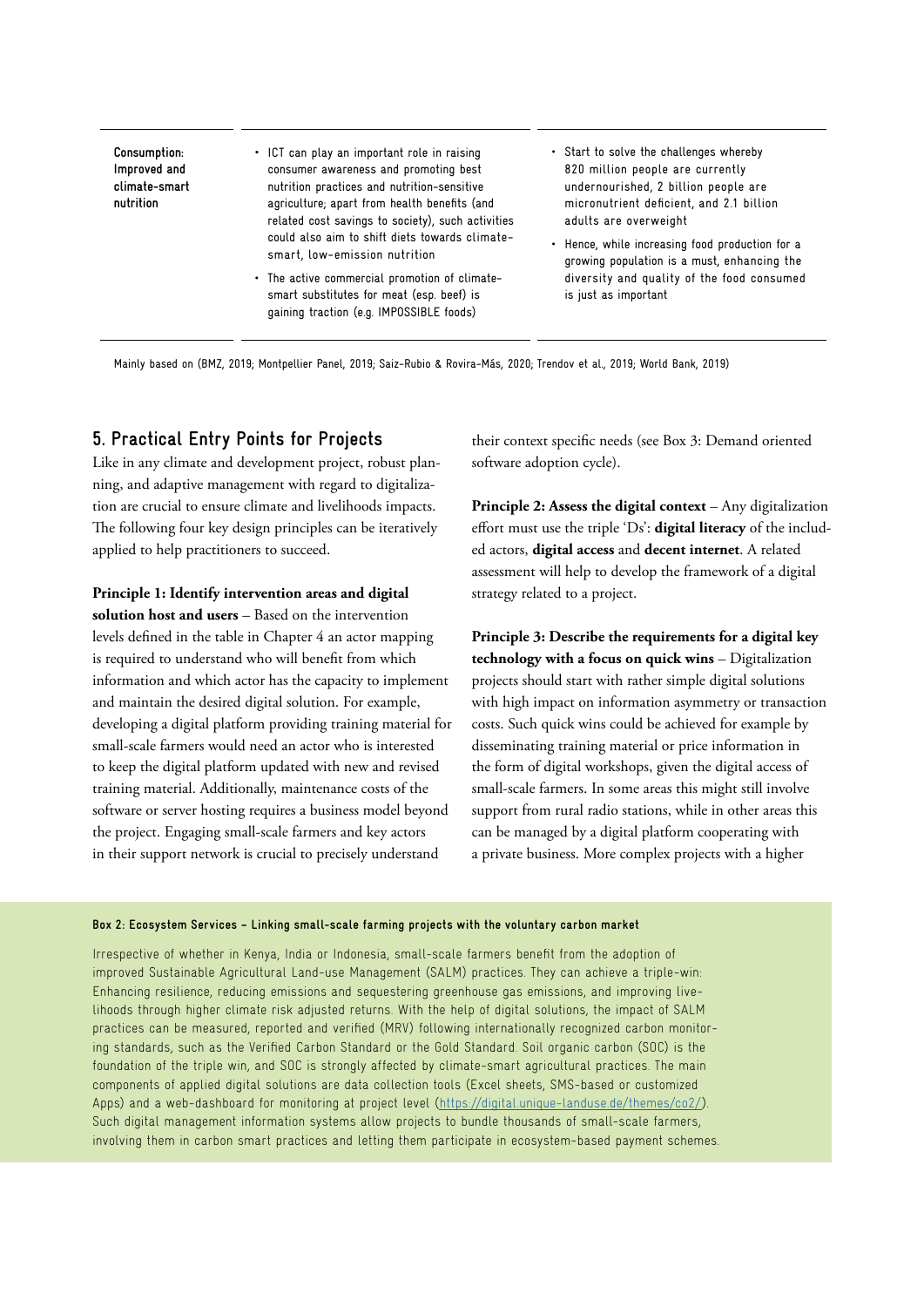| Consumption: Improved and climate-smart nutrition | • ICT can play an important role in raising consumer awareness and promoting best nutrition practices and nutrition-sensitive agriculture; apart from health benefits (and related cost savings to society), such activities could also aim to shift diets towards climate-smart, low-emission nutrition<br>• The active commercial promotion of climate-smart substitutes for meat (esp. beef) is gaining traction (e.g. IMPOSSIBLE foods) | • Start to solve the challenges whereby 820 million people are currently undernourished, 2 billion people are micronutrient deficient, and 2.1 billion adults are overweight<br>• Hence, while increasing food production for a growing population is a must, enhancing the diversity and quality of the food consumed is just as important |
|---|---|---|

Mainly based on (BMZ, 2019; Montpellier Panel, 2019; Saiz-Rubio & Rovira-Más, 2020; Trendov et al., 2019; World Bank, 2019)

## 5. Practical Entry Points for Projects

Like in any climate and development project, robust planning, and adaptive management with regard to digitalization are crucial to ensure climate and livelihoods impacts. The following four key design principles can be iteratively applied to help practitioners to succeed.

**Principle 1: Identify intervention areas and digital solution host and users** – Based on the intervention levels defined in the table in Chapter 4 an actor mapping is required to understand who will benefit from which information and which actor has the capacity to implement and maintain the desired digital solution. For example, developing a digital platform providing training material for small-scale farmers would need an actor who is interested to keep the digital platform updated with new and revised training material. Additionally, maintenance costs of the software or server hosting requires a business model beyond the project. Engaging small-scale farmers and key actors in their support network is crucial to precisely understand their context specific needs (see Box 3: Demand oriented software adoption cycle).

**Principle 2: Assess the digital context** – Any digitalization effort must use the triple 'Ds': **digital literacy** of the included actors, **digital access** and **decent internet**. A related assessment will help to develop the framework of a digital strategy related to a project.

**Principle 3: Describe the requirements for a digital key technology with a focus on quick wins** – Digitalization projects should start with rather simple digital solutions with high impact on information asymmetry or transaction costs. Such quick wins could be achieved for example by disseminating training material or price information in the form of digital workshops, given the digital access of small-scale farmers. In some areas this might still involve support from rural radio stations, while in other areas this can be managed by a digital platform cooperating with a private business. More complex projects with a higher

**Box 2: Ecosystem Services – Linking small-scale farming projects with the voluntary carbon market**

Irrespective of whether in Kenya, India or Indonesia, small-scale farmers benefit from the adoption of improved Sustainable Agricultural Land-use Management (SALM) practices. They can achieve a triple-win: Enhancing resilience, reducing emissions and sequestering greenhouse gas emissions, and improving livelihoods through higher climate risk adjusted returns. With the help of digital solutions, the impact of SALM practices can be measured, reported and verified (MRV) following internationally recognized carbon monitoring standards, such as the Verified Carbon Standard or the Gold Standard. Soil organic carbon (SOC) is the foundation of the triple win, and SOC is strongly affected by climate-smart agricultural practices. The main components of applied digital solutions are data collection tools (Excel sheets, SMS-based or customized Apps) and a web-dashboard for monitoring at project level (https://digital.unique-landuse.de/themes/co2/). Such digital management information systems allow projects to bundle thousands of small-scale farmers, involving them in carbon smart practices and letting them participate in ecosystem-based payment schemes.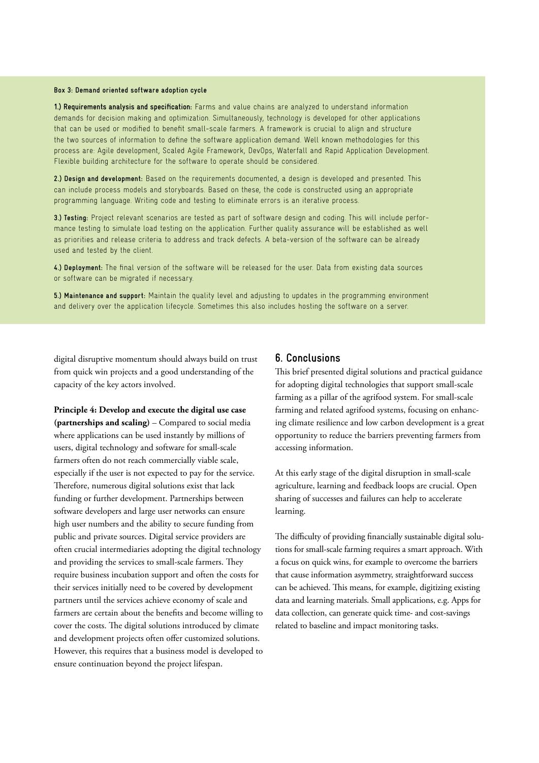**Box 3: Demand oriented software adoption cycle**

**1.) Requirements analysis and specification:** Farms and value chains are analyzed to understand information demands for decision making and optimization. Simultaneously, technology is developed for other applications that can be used or modified to benefit small-scale farmers. A framework is crucial to align and structure the two sources of information to define the software application demand. Well known methodologies for this process are: Agile development, Scaled Agile Framework, DevOps, Waterfall and Rapid Application Development. Flexible building architecture for the software to operate should be considered.

**2.) Design and development:** Based on the requirements documented, a design is developed and presented. This can include process models and storyboards. Based on these, the code is constructed using an appropriate programming language. Writing code and testing to eliminate errors is an iterative process.

**3.) Testing:** Project relevant scenarios are tested as part of software design and coding. This will include performance testing to simulate load testing on the application. Further quality assurance will be established as well as priorities and release criteria to address and track defects. A beta-version of the software can be already used and tested by the client.

**4.) Deployment:** The final version of the software will be released for the user. Data from existing data sources or software can be migrated if necessary.

**5.) Maintenance and support:** Maintain the quality level and adjusting to updates in the programming environment and delivery over the application lifecycle. Sometimes this also includes hosting the software on a server.

digital disruptive momentum should always build on trust from quick win projects and a good understanding of the capacity of the key actors involved.

**Principle 4: Develop and execute the digital use case (partnerships and scaling)** – Compared to social media where applications can be used instantly by millions of users, digital technology and software for small-scale farmers often do not reach commercially viable scale, especially if the user is not expected to pay for the service. Therefore, numerous digital solutions exist that lack funding or further development. Partnerships between software developers and large user networks can ensure high user numbers and the ability to secure funding from public and private sources. Digital service providers are often crucial intermediaries adopting the digital technology and providing the services to small-scale farmers. They require business incubation support and often the costs for their services initially need to be covered by development partners until the services achieve economy of scale and farmers are certain about the benefits and become willing to cover the costs. The digital solutions introduced by climate and development projects often offer customized solutions. However, this requires that a business model is developed to ensure continuation beyond the project lifespan.

## 6. Conclusions

This brief presented digital solutions and practical guidance for adopting digital technologies that support small-scale farming as a pillar of the agrifood system. For small-scale farming and related agrifood systems, focusing on enhancing climate resilience and low carbon development is a great opportunity to reduce the barriers preventing farmers from accessing information.

At this early stage of the digital disruption in small-scale agriculture, learning and feedback loops are crucial. Open sharing of successes and failures can help to accelerate learning.

The difficulty of providing financially sustainable digital solutions for small-scale farming requires a smart approach. With a focus on quick wins, for example to overcome the barriers that cause information asymmetry, straightforward success can be achieved. This means, for example, digitizing existing data and learning materials. Small applications, e.g. Apps for data collection, can generate quick time- and cost-savings related to baseline and impact monitoring tasks.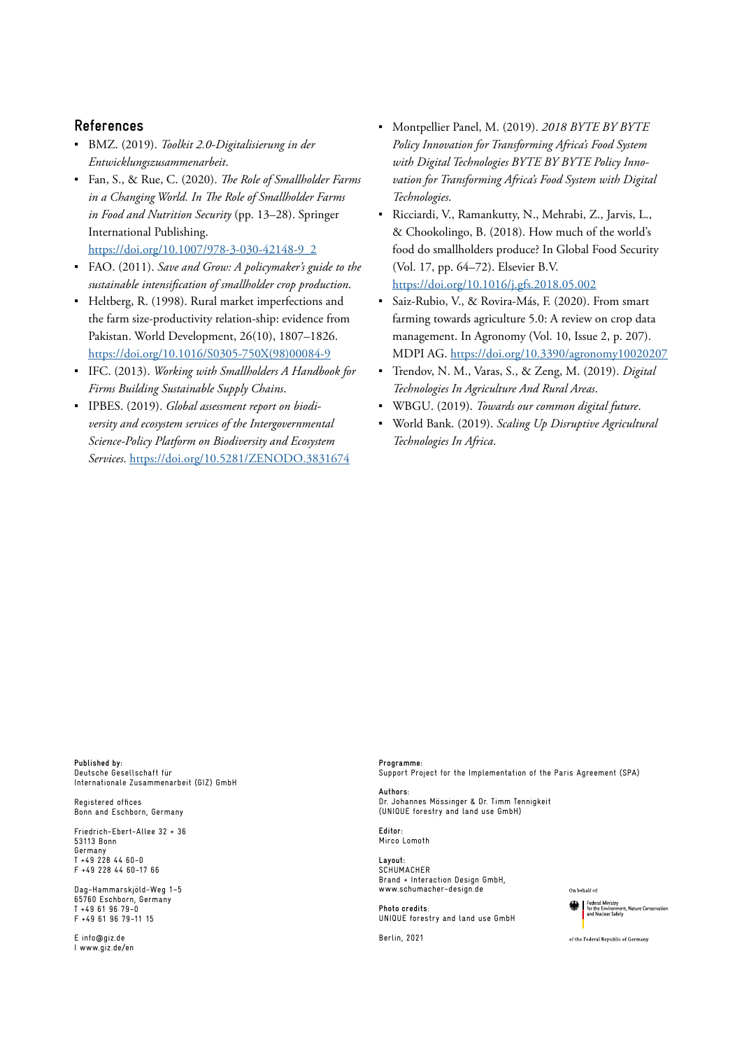## References

- BMZ. (2019). *Toolkit 2.0-Digitalisierung in der Entwicklungszusammenarbeit*.
- Fan, S., & Rue, C. (2020). *The Role of Smallholder Farms in a Changing World. In The Role of Smallholder Farms in Food and Nutrition Security* (pp. 13–28). Springer International Publishing. https://doi.org/10.1007/978-3-030-42148-9_2
- FAO. (2011). *Save and Grow: A policymaker's guide to the sustainable intensification of smallholder crop production*.
- Heltberg, R. (1998). Rural market imperfections and the farm size-productivity relation-ship: evidence from Pakistan. World Development, 26(10), 1807–1826. https://doi.org/10.1016/S0305-750X(98)00084-9
- IFC. (2013). *Working with Smallholders A Handbook for Firms Building Sustainable Supply Chains*.
- IPBES. (2019). *Global assessment report on biodiversity and ecosystem services of the Intergovernmental Science-Policy Platform on Biodiversity and Ecosystem Services*. https://doi.org/10.5281/ZENODO.3831674
- Montpellier Panel, M. (2019). *2018 BYTE BY BYTE Policy Innovation for Transforming Africa's Food System with Digital Technologies BYTE BY BYTE Policy Innovation for Transforming Africa's Food System with Digital Technologies*.
- Ricciardi, V., Ramankutty, N., Mehrabi, Z., Jarvis, L., & Chookolingo, B. (2018). How much of the world's food do smallholders produce? In Global Food Security (Vol. 17, pp. 64–72). Elsevier B.V. https://doi.org/10.1016/j.gfs.2018.05.002
- Saiz-Rubio, V., & Rovira-Más, F. (2020). From smart farming towards agriculture 5.0: A review on crop data management. In Agronomy (Vol. 10, Issue 2, p. 207). MDPI AG. https://doi.org/10.3390/agronomy10020207
- Trendov, N. M., Varas, S., & Zeng, M. (2019). *Digital Technologies In Agriculture And Rural Areas*.
- WBGU. (2019). *Towards our common digital future*.
- World Bank. (2019). *Scaling Up Disruptive Agricultural Technologies In Africa*.

**Published by:**
Deutsche Gesellschaft für Internationale Zusammenarbeit (GIZ) GmbH

Registered offices
Bonn and Eschborn, Germany

Friedrich-Ebert-Allee 32 + 36
53113 Bonn
Germany
T +49 228 44 60-0
F +49 228 44 60-17 66

Dag-Hammarskjöld-Weg 1–5
65760 Eschborn, Germany
T +49 61 96 79-0
F +49 61 96 79-11 15

E info@giz.de
I www.giz.de/en

**Programme:**
Support Project for the Implementation of the Paris Agreement (SPA)

**Authors:**
Dr. Johannes Mössinger & Dr. Timm Tennigkeit
(UNIQUE forestry and land use GmbH)

**Editor:**
Mirco Lomoth

**Layout:**
SCHUMACHER
Brand + Interaction Design GmbH,
www.schumacher-design.de

**Photo credits:**
UNIQUE forestry and land use GmbH

Berlin, 2021

On behalf of:
Federal Ministry for the Environment, Nature Conservation and Nuclear Safety
of the Federal Republic of Germany